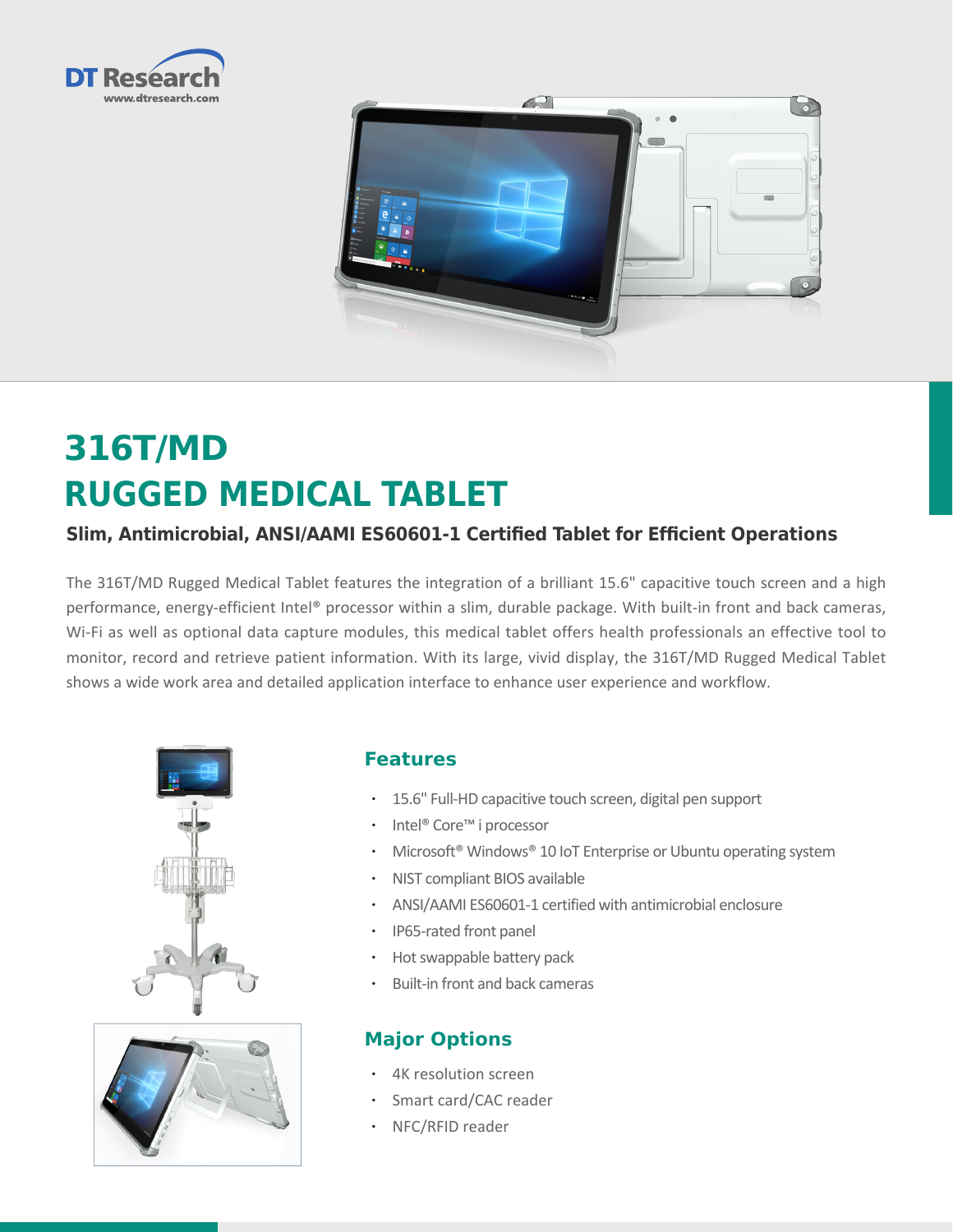DT Research
www.dtresearch.com

# 316T/MD
# RUGGED MEDICAL TABLET

### Slim, Antimicrobial, ANSI/AAMI ES60601-1 Certified Tablet for Efficient Operations

The 316T/MD Rugged Medical Tablet features the integration of a brilliant 15.6" capacitive touch screen and a high performance, energy-efficient Intel® processor within a slim, durable package. With built-in front and back cameras, Wi-Fi as well as optional data capture modules, this medical tablet offers health professionals an effective tool to monitor, record and retrieve patient information. With its large, vivid display, the 316T/MD Rugged Medical Tablet shows a wide work area and detailed application interface to enhance user experience and workflow.

## Features

- 15.6" Full-HD capacitive touch screen, digital pen support
- Intel® Core™ i processor
- Microsoft® Windows® 10 IoT Enterprise or Ubuntu operating system
- NIST compliant BIOS available
- ANSI/AAMI ES60601-1 certified with antimicrobial enclosure
- IP65-rated front panel
- Hot swappable battery pack
- Built-in front and back cameras

## Major Options

- 4K resolution screen
- Smart card/CAC reader
- NFC/RFID reader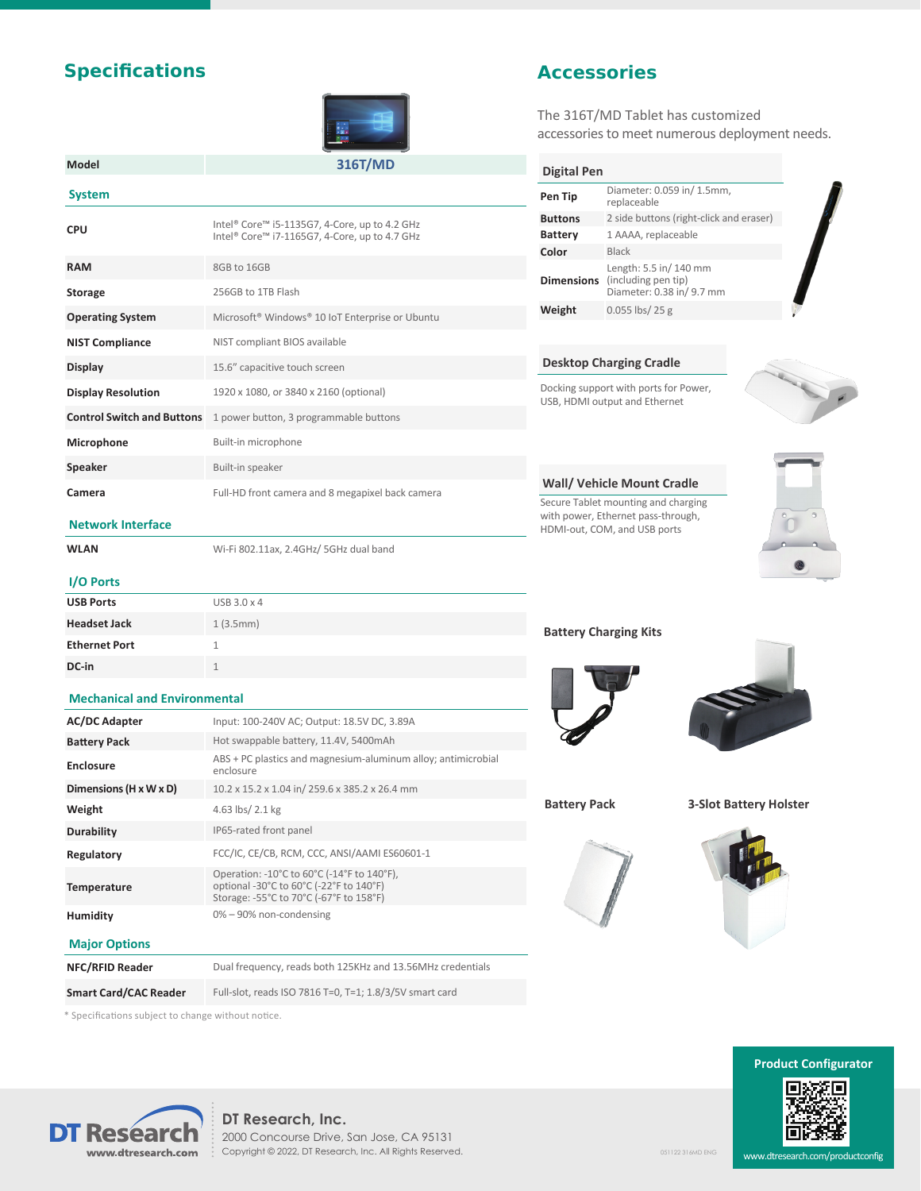## Specifications

| Model | 316T/MD |
|---|---|
| **System** | |
| CPU | Intel® Core™ i5-1135G7, 4-Core, up to 4.2 GHz<br>Intel® Core™ i7-1165G7, 4-Core, up to 4.7 GHz |
| RAM | 8GB to 16GB |
| Storage | 256GB to 1TB Flash |
| Operating System | Microsoft® Windows® 10 IoT Enterprise or Ubuntu |
| NIST Compliance | NIST compliant BIOS available |
| Display | 15.6" capacitive touch screen |
| Display Resolution | 1920 x 1080, or 3840 x 2160 (optional) |
| Control Switch and Buttons | 1 power button, 3 programmable buttons |
| Microphone | Built-in microphone |
| Speaker | Built-in speaker |
| Camera | Full-HD front camera and 8 megapixel back camera |
| **Network Interface** | |
| WLAN | Wi-Fi 802.11ax, 2.4GHz/ 5GHz dual band |
| **I/O Ports** | |
| USB Ports | USB 3.0 x 4 |
| Headset Jack | 1 (3.5mm) |
| Ethernet Port | 1 |
| DC-in | 1 |
| **Mechanical and Environmental** | |
| AC/DC Adapter | Input: 100-240V AC; Output: 18.5V DC, 3.89A |
| Battery Pack | Hot swappable battery, 11.4V, 5400mAh |
| Enclosure | ABS + PC plastics and magnesium-aluminum alloy; antimicrobial enclosure |
| Dimensions (H x W x D) | 10.2 x 15.2 x 1.04 in/ 259.6 x 385.2 x 26.4 mm |
| Weight | 4.63 lbs/ 2.1 kg |
| Durability | IP65-rated front panel |
| Regulatory | FCC/IC, CE/CB, RCM, CCC, ANSI/AAMI ES60601-1 |
| Temperature | Operation: -10°C to 60°C (-14°F to 140°F),<br>optional -30°C to 60°C (-22°F to 140°F)<br>Storage: -55°C to 70°C (-67°F to 158°F) |
| Humidity | 0% – 90% non-condensing |
| **Major Options** | |
| NFC/RFID Reader | Dual frequency, reads both 125KHz and 13.56MHz credentials |
| Smart Card/CAC Reader | Full-slot, reads ISO 7816 T=0, T=1; 1.8/3/5V smart card |

* Specifications subject to change without notice.

## Accessories

The 316T/MD Tablet has customized accessories to meet numerous deployment needs.

### Digital Pen

| | |
|---|---|
| Pen Tip | Diameter: 0.059 in/ 1.5mm, replaceable |
| Buttons | 2 side buttons (right-click and eraser) |
| Battery | 1 AAAA, replaceable |
| Color | Black |
| Dimensions | Length: 5.5 in/ 140 mm (including pen tip)<br>Diameter: 0.38 in/ 9.7 mm |
| Weight | 0.055 lbs/ 25 g |

### Desktop Charging Cradle

Docking support with ports for Power, USB, HDMI output and Ethernet

### Wall/ Vehicle Mount Cradle

Secure Tablet mounting and charging with power, Ethernet pass-through, HDMI-out, COM, and USB ports

### Battery Charging Kits

### Battery Pack

### 3-Slot Battery Holster

**DT Research, Inc.**
2000 Concourse Drive, San Jose, CA 95131
Copyright © 2022, DT Research, Inc. All Rights Reserved.

www.dtresearch.com

**Product Configurator**
www.dtresearch.com/productconfig

051122 316MD ENG